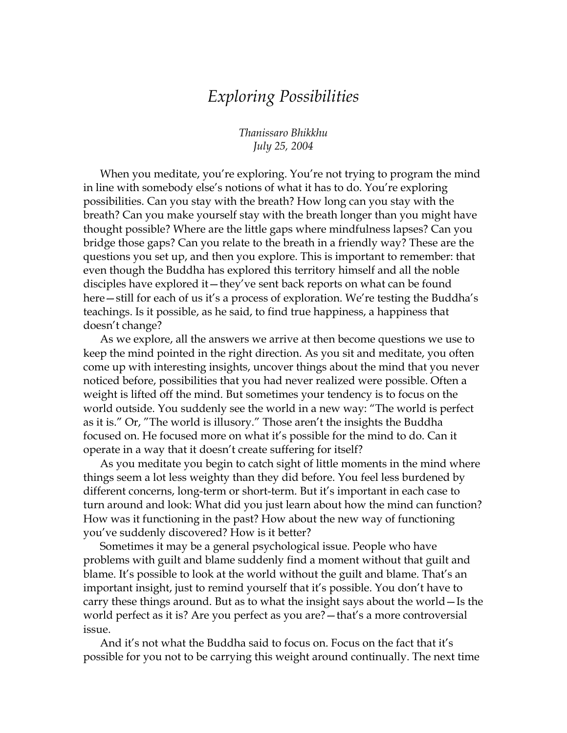# *Exploring Possibilities*

*Thanissaro Bhikkhu*
*July 25, 2004*

When you meditate, you're exploring. You're not trying to program the mind in line with somebody else's notions of what it has to do. You're exploring possibilities. Can you stay with the breath? How long can you stay with the breath? Can you make yourself stay with the breath longer than you might have thought possible? Where are the little gaps where mindfulness lapses? Can you bridge those gaps? Can you relate to the breath in a friendly way? These are the questions you set up, and then you explore. This is important to remember: that even though the Buddha has explored this territory himself and all the noble disciples have explored it—they've sent back reports on what can be found here—still for each of us it's a process of exploration. We're testing the Buddha's teachings. Is it possible, as he said, to find true happiness, a happiness that doesn't change?

As we explore, all the answers we arrive at then become questions we use to keep the mind pointed in the right direction. As you sit and meditate, you often come up with interesting insights, uncover things about the mind that you never noticed before, possibilities that you had never realized were possible. Often a weight is lifted off the mind. But sometimes your tendency is to focus on the world outside. You suddenly see the world in a new way: "The world is perfect as it is." Or, "The world is illusory." Those aren't the insights the Buddha focused on. He focused more on what it's possible for the mind to do. Can it operate in a way that it doesn't create suffering for itself?

As you meditate you begin to catch sight of little moments in the mind where things seem a lot less weighty than they did before. You feel less burdened by different concerns, long-term or short-term. But it's important in each case to turn around and look: What did you just learn about how the mind can function? How was it functioning in the past? How about the new way of functioning you've suddenly discovered? How is it better?

Sometimes it may be a general psychological issue. People who have problems with guilt and blame suddenly find a moment without that guilt and blame. It's possible to look at the world without the guilt and blame. That's an important insight, just to remind yourself that it's possible. You don't have to carry these things around. But as to what the insight says about the world—Is the world perfect as it is? Are you perfect as you are?—that's a more controversial issue.

And it's not what the Buddha said to focus on. Focus on the fact that it's possible for you not to be carrying this weight around continually. The next time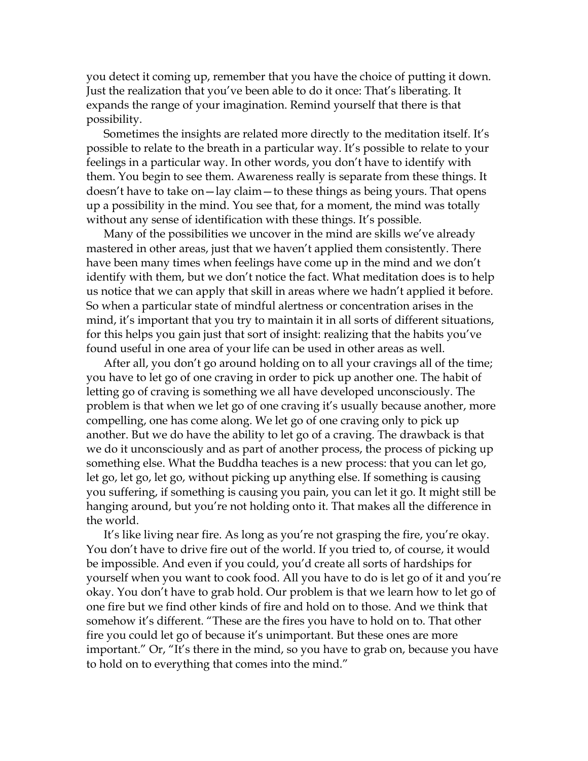you detect it coming up, remember that you have the choice of putting it down. Just the realization that you've been able to do it once: That's liberating. It expands the range of your imagination. Remind yourself that there is that possibility.

Sometimes the insights are related more directly to the meditation itself. It's possible to relate to the breath in a particular way. It's possible to relate to your feelings in a particular way. In other words, you don't have to identify with them. You begin to see them. Awareness really is separate from these things. It doesn't have to take on—lay claim—to these things as being yours. That opens up a possibility in the mind. You see that, for a moment, the mind was totally without any sense of identification with these things. It's possible.

Many of the possibilities we uncover in the mind are skills we've already mastered in other areas, just that we haven't applied them consistently. There have been many times when feelings have come up in the mind and we don't identify with them, but we don't notice the fact. What meditation does is to help us notice that we can apply that skill in areas where we hadn't applied it before. So when a particular state of mindful alertness or concentration arises in the mind, it's important that you try to maintain it in all sorts of different situations, for this helps you gain just that sort of insight: realizing that the habits you've found useful in one area of your life can be used in other areas as well.

After all, you don't go around holding on to all your cravings all of the time; you have to let go of one craving in order to pick up another one. The habit of letting go of craving is something we all have developed unconsciously. The problem is that when we let go of one craving it's usually because another, more compelling, one has come along. We let go of one craving only to pick up another. But we do have the ability to let go of a craving. The drawback is that we do it unconsciously and as part of another process, the process of picking up something else. What the Buddha teaches is a new process: that you can let go, let go, let go, let go, without picking up anything else. If something is causing you suffering, if something is causing you pain, you can let it go. It might still be hanging around, but you're not holding onto it. That makes all the difference in the world.

It's like living near fire. As long as you're not grasping the fire, you're okay. You don't have to drive fire out of the world. If you tried to, of course, it would be impossible. And even if you could, you'd create all sorts of hardships for yourself when you want to cook food. All you have to do is let go of it and you're okay. You don't have to grab hold. Our problem is that we learn how to let go of one fire but we find other kinds of fire and hold on to those. And we think that somehow it's different. "These are the fires you have to hold on to. That other fire you could let go of because it's unimportant. But these ones are more important." Or, "It's there in the mind, so you have to grab on, because you have to hold on to everything that comes into the mind."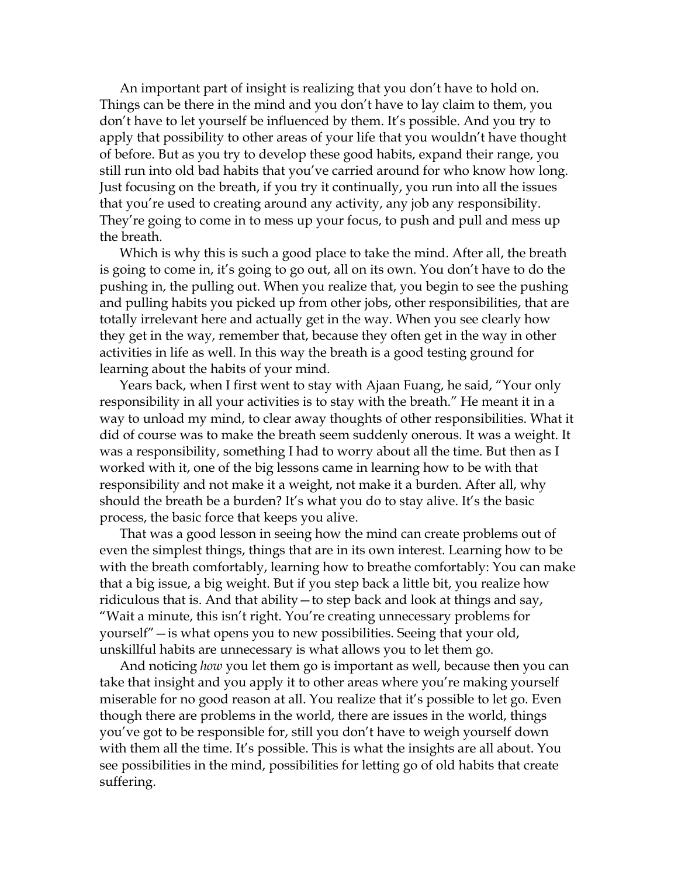An important part of insight is realizing that you don't have to hold on. Things can be there in the mind and you don't have to lay claim to them, you don't have to let yourself be influenced by them. It's possible. And you try to apply that possibility to other areas of your life that you wouldn't have thought of before. But as you try to develop these good habits, expand their range, you still run into old bad habits that you've carried around for who know how long. Just focusing on the breath, if you try it continually, you run into all the issues that you're used to creating around any activity, any job any responsibility. They're going to come in to mess up your focus, to push and pull and mess up the breath.

Which is why this is such a good place to take the mind. After all, the breath is going to come in, it's going to go out, all on its own. You don't have to do the pushing in, the pulling out. When you realize that, you begin to see the pushing and pulling habits you picked up from other jobs, other responsibilities, that are totally irrelevant here and actually get in the way. When you see clearly how they get in the way, remember that, because they often get in the way in other activities in life as well. In this way the breath is a good testing ground for learning about the habits of your mind.

Years back, when I first went to stay with Ajaan Fuang, he said, "Your only responsibility in all your activities is to stay with the breath." He meant it in a way to unload my mind, to clear away thoughts of other responsibilities. What it did of course was to make the breath seem suddenly onerous. It was a weight. It was a responsibility, something I had to worry about all the time. But then as I worked with it, one of the big lessons came in learning how to be with that responsibility and not make it a weight, not make it a burden. After all, why should the breath be a burden? It's what you do to stay alive. It's the basic process, the basic force that keeps you alive.

That was a good lesson in seeing how the mind can create problems out of even the simplest things, things that are in its own interest. Learning how to be with the breath comfortably, learning how to breathe comfortably: You can make that a big issue, a big weight. But if you step back a little bit, you realize how ridiculous that is. And that ability—to step back and look at things and say, "Wait a minute, this isn't right. You're creating unnecessary problems for yourself"—is what opens you to new possibilities. Seeing that your old, unskillful habits are unnecessary is what allows you to let them go.

And noticing *how* you let them go is important as well, because then you can take that insight and you apply it to other areas where you're making yourself miserable for no good reason at all. You realize that it's possible to let go. Even though there are problems in the world, there are issues in the world, things you've got to be responsible for, still you don't have to weigh yourself down with them all the time. It's possible. This is what the insights are all about. You see possibilities in the mind, possibilities for letting go of old habits that create suffering.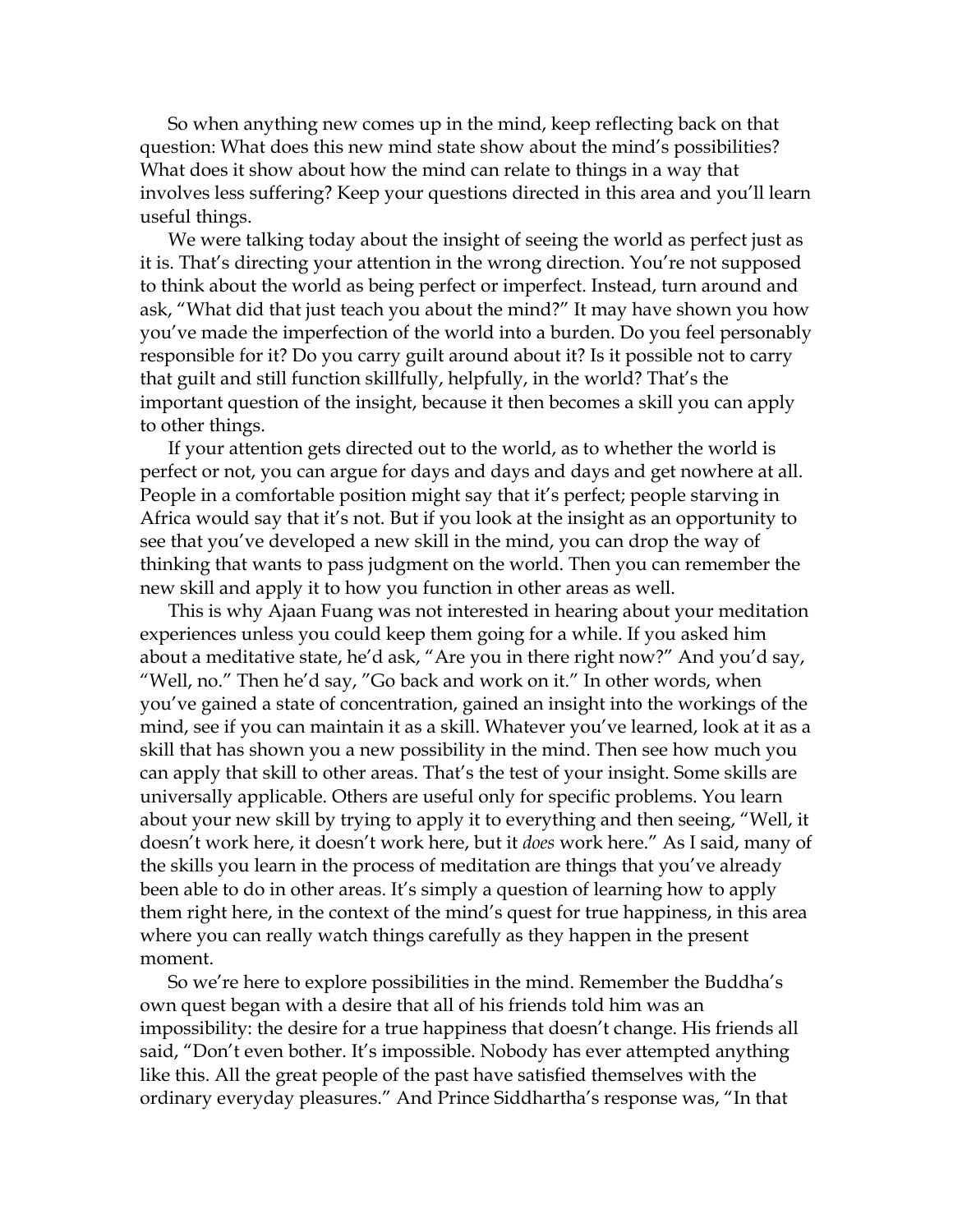So when anything new comes up in the mind, keep reflecting back on that question: What does this new mind state show about the mind's possibilities? What does it show about how the mind can relate to things in a way that involves less suffering? Keep your questions directed in this area and you'll learn useful things.

We were talking today about the insight of seeing the world as perfect just as it is. That's directing your attention in the wrong direction. You're not supposed to think about the world as being perfect or imperfect. Instead, turn around and ask, "What did that just teach you about the mind?" It may have shown you how you've made the imperfection of the world into a burden. Do you feel personably responsible for it? Do you carry guilt around about it? Is it possible not to carry that guilt and still function skillfully, helpfully, in the world? That's the important question of the insight, because it then becomes a skill you can apply to other things.

If your attention gets directed out to the world, as to whether the world is perfect or not, you can argue for days and days and days and get nowhere at all. People in a comfortable position might say that it's perfect; people starving in Africa would say that it's not. But if you look at the insight as an opportunity to see that you've developed a new skill in the mind, you can drop the way of thinking that wants to pass judgment on the world. Then you can remember the new skill and apply it to how you function in other areas as well.

This is why Ajaan Fuang was not interested in hearing about your meditation experiences unless you could keep them going for a while. If you asked him about a meditative state, he'd ask, "Are you in there right now?" And you'd say, "Well, no." Then he'd say, "Go back and work on it." In other words, when you've gained a state of concentration, gained an insight into the workings of the mind, see if you can maintain it as a skill. Whatever you've learned, look at it as a skill that has shown you a new possibility in the mind. Then see how much you can apply that skill to other areas. That's the test of your insight. Some skills are universally applicable. Others are useful only for specific problems. You learn about your new skill by trying to apply it to everything and then seeing, "Well, it doesn't work here, it doesn't work here, but it *does* work here." As I said, many of the skills you learn in the process of meditation are things that you've already been able to do in other areas. It's simply a question of learning how to apply them right here, in the context of the mind's quest for true happiness, in this area where you can really watch things carefully as they happen in the present moment.

So we're here to explore possibilities in the mind. Remember the Buddha's own quest began with a desire that all of his friends told him was an impossibility: the desire for a true happiness that doesn't change. His friends all said, "Don't even bother. It's impossible. Nobody has ever attempted anything like this. All the great people of the past have satisfied themselves with the ordinary everyday pleasures." And Prince Siddhartha's response was, "In that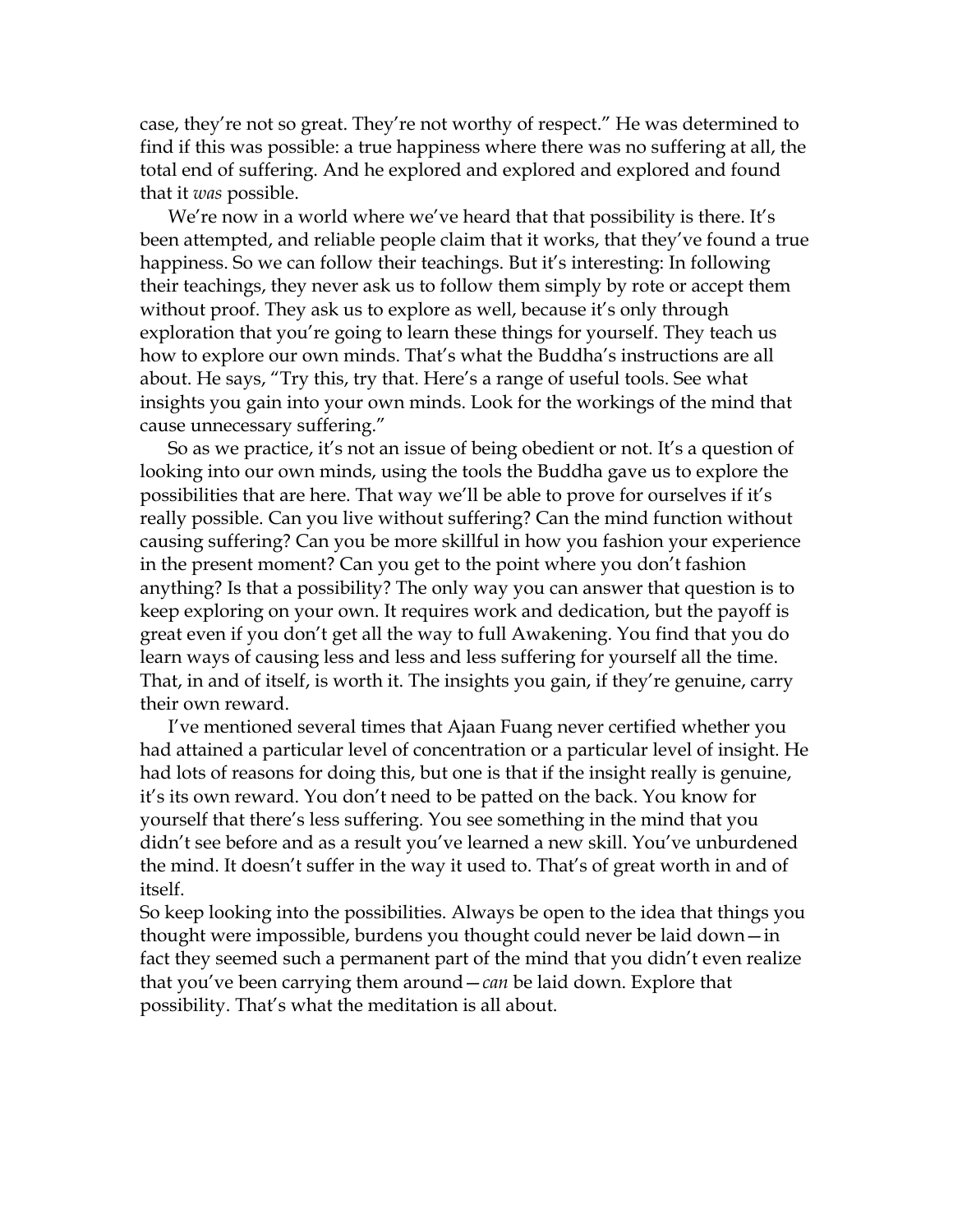case, they're not so great. They're not worthy of respect." He was determined to find if this was possible: a true happiness where there was no suffering at all, the total end of suffering. And he explored and explored and explored and found that it *was* possible.

We're now in a world where we've heard that that possibility is there. It's been attempted, and reliable people claim that it works, that they've found a true happiness. So we can follow their teachings. But it's interesting: In following their teachings, they never ask us to follow them simply by rote or accept them without proof. They ask us to explore as well, because it's only through exploration that you're going to learn these things for yourself. They teach us how to explore our own minds. That's what the Buddha's instructions are all about. He says, "Try this, try that. Here's a range of useful tools. See what insights you gain into your own minds. Look for the workings of the mind that cause unnecessary suffering."

So as we practice, it's not an issue of being obedient or not. It's a question of looking into our own minds, using the tools the Buddha gave us to explore the possibilities that are here. That way we'll be able to prove for ourselves if it's really possible. Can you live without suffering? Can the mind function without causing suffering? Can you be more skillful in how you fashion your experience in the present moment? Can you get to the point where you don't fashion anything? Is that a possibility? The only way you can answer that question is to keep exploring on your own. It requires work and dedication, but the payoff is great even if you don't get all the way to full Awakening. You find that you do learn ways of causing less and less and less suffering for yourself all the time. That, in and of itself, is worth it. The insights you gain, if they're genuine, carry their own reward.

I've mentioned several times that Ajaan Fuang never certified whether you had attained a particular level of concentration or a particular level of insight. He had lots of reasons for doing this, but one is that if the insight really is genuine, it's its own reward. You don't need to be patted on the back. You know for yourself that there's less suffering. You see something in the mind that you didn't see before and as a result you've learned a new skill. You've unburdened the mind. It doesn't suffer in the way it used to. That's of great worth in and of itself.

So keep looking into the possibilities. Always be open to the idea that things you thought were impossible, burdens you thought could never be laid down—in fact they seemed such a permanent part of the mind that you didn't even realize that you've been carrying them around—*can* be laid down. Explore that possibility. That's what the meditation is all about.